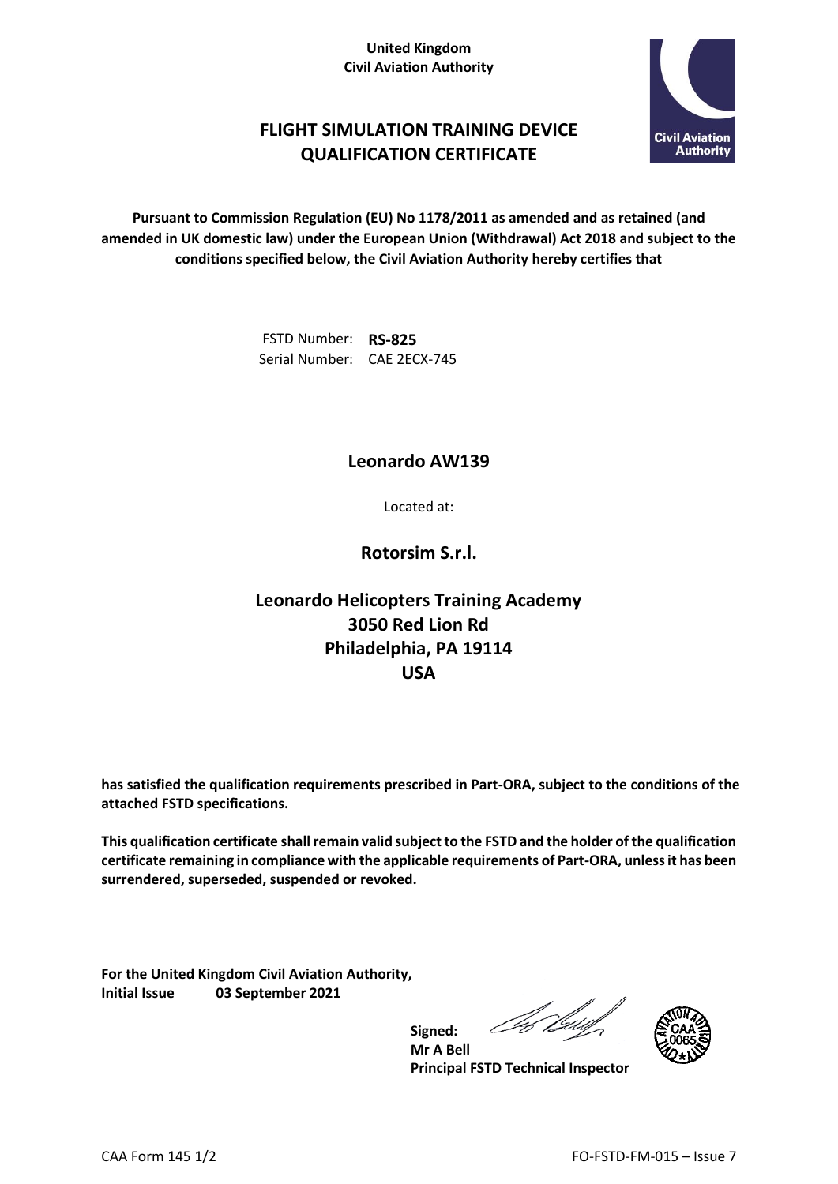**United Kingdom**
**Civil Aviation Authority**

# FLIGHT SIMULATION TRAINING DEVICE QUALIFICATION CERTIFICATE

**Pursuant to Commission Regulation (EU) No 1178/2011 as amended and as retained (and amended in UK domestic law) under the European Union (Withdrawal) Act 2018 and subject to the conditions specified below, the Civil Aviation Authority hereby certifies that**

FSTD Number: **RS-825**
Serial Number: CAE 2ECX-745

## Leonardo AW139

Located at:

## Rotorsim S.r.l.

## Leonardo Helicopters Training Academy
## 3050 Red Lion Rd
## Philadelphia, PA 19114
## USA

**has satisfied the qualification requirements prescribed in Part-ORA, subject to the conditions of the attached FSTD specifications.**

**This qualification certificate shall remain valid subject to the FSTD and the holder of the qualification certificate remaining in compliance with the applicable requirements of Part-ORA, unless it has been surrendered, superseded, suspended or revoked.**

**For the United Kingdom Civil Aviation Authority,**
**Initial Issue 03 September 2021**

**Signed:**
**Mr A Bell**
**Principal FSTD Technical Inspector**

CAA Form 145 1/2 FO-FSTD-FM-015 – Issue 7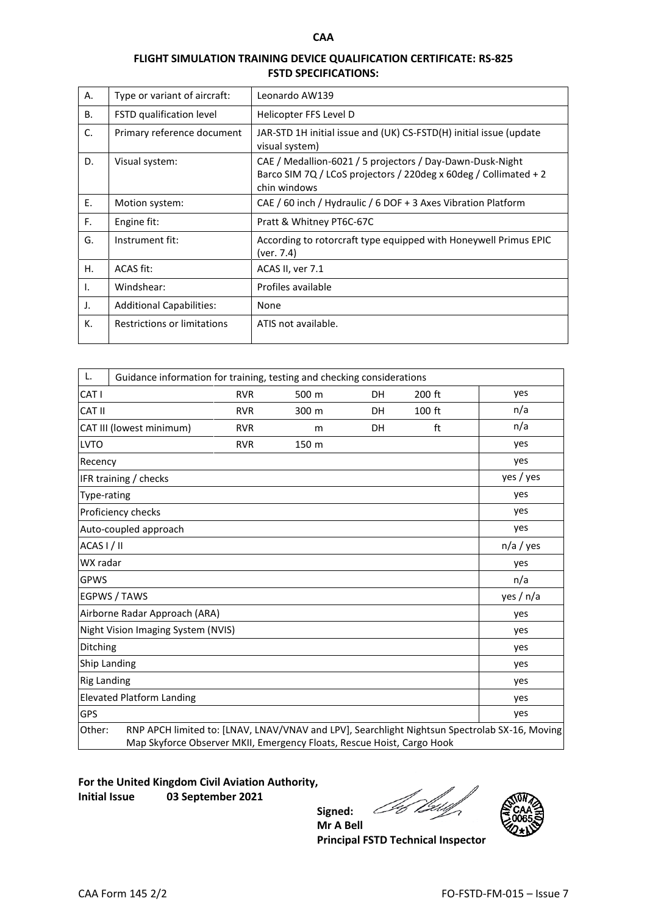**CAA**

## FLIGHT SIMULATION TRAINING DEVICE QUALIFICATION CERTIFICATE: RS-825
## FSTD SPECIFICATIONS:

| | | |
|---|---|---|
| A. | Type or variant of aircraft: | Leonardo AW139 |
| B. | FSTD qualification level | Helicopter FFS Level D |
| C. | Primary reference document | JAR-STD 1H initial issue and (UK) CS-FSTD(H) initial issue (update visual system) |
| D. | Visual system: | CAE / Medallion-6021 / 5 projectors / Day-Dawn-Dusk-Night<br>Barco SIM 7Q / LCoS projectors / 220deg x 60deg / Collimated + 2 chin windows |
| E. | Motion system: | CAE / 60 inch / Hydraulic / 6 DOF + 3 Axes Vibration Platform |
| F. | Engine fit: | Pratt & Whitney PT6C-67C |
| G. | Instrument fit: | According to rotorcraft type equipped with Honeywell Primus EPIC (ver. 7.4) |
| H. | ACAS fit: | ACAS II, ver 7.1 |
| I. | Windshear: | Profiles available |
| J. | Additional Capabilities: | None |
| K. | Restrictions or limitations | ATIS not available. |

| L. Guidance information for training, testing and checking considerations | | | | | | |
|---|---|---|---|---|---|---|
| CAT I | RVR | 500 m | DH | 200 ft | | yes |
| CAT II | RVR | 300 m | DH | 100 ft | | n/a |
| CAT III (lowest minimum) | RVR | m | DH | ft | | n/a |
| LVTO | RVR | 150 m | | | | yes |
| Recency | | | | | | yes |
| IFR training / checks | | | | | | yes / yes |
| Type-rating | | | | | | yes |
| Proficiency checks | | | | | | yes |
| Auto-coupled approach | | | | | | yes |
| ACAS I / II | | | | | | n/a / yes |
| WX radar | | | | | | yes |
| GPWS | | | | | | n/a |
| EGPWS / TAWS | | | | | | yes / n/a |
| Airborne Radar Approach (ARA) | | | | | | yes |
| Night Vision Imaging System (NVIS) | | | | | | yes |
| Ditching | | | | | | yes |
| Ship Landing | | | | | | yes |
| Rig Landing | | | | | | yes |
| Elevated Platform Landing | | | | | | yes |
| GPS | | | | | | yes |
| Other: RNP APCH limited to: [LNAV, LNAV/VNAV and LPV], Searchlight Nightsun Spectrolab SX-16, Moving Map Skyforce Observer MKII, Emergency Floats, Rescue Hoist, Cargo Hook | | | | | | |

**For the United Kingdom Civil Aviation Authority,**
**Initial Issue 03 September 2021**

**Signed:**
**Mr A Bell**
**Principal FSTD Technical Inspector**

CAA Form 145 2/2

FO-FSTD-FM-015 – Issue 7